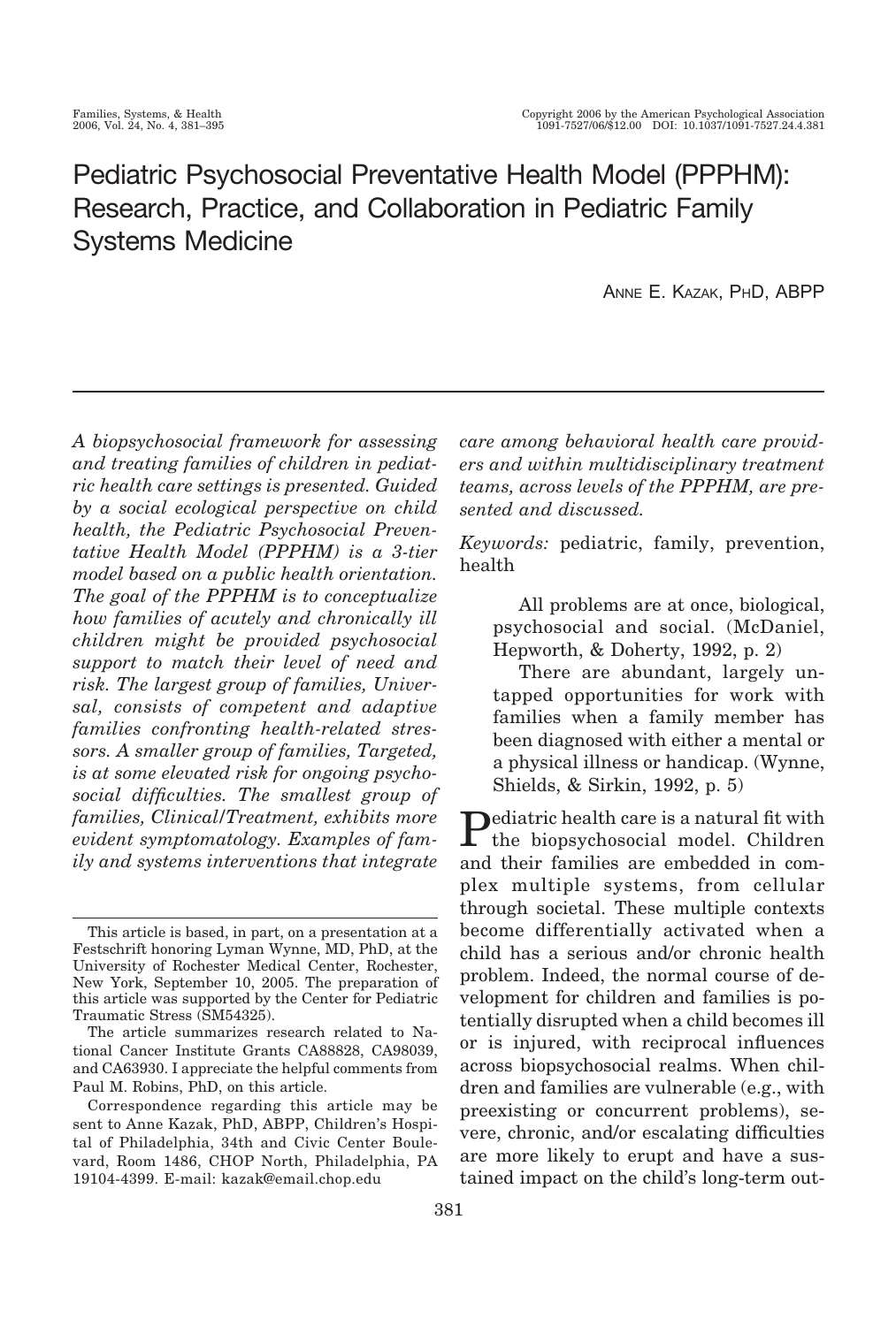# Pediatric Psychosocial Preventative Health Model (PPPHM): Research, Practice, and Collaboration in Pediatric Family Systems Medicine

ANNE E. KAZAK, PHD, ABPP

*A biopsychosocial framework for assessing and treating families of children in pediatric health care settings is presented. Guided by a social ecological perspective on child health, the Pediatric Psychosocial Preventative Health Model (PPPHM) is a 3-tier model based on a public health orientation. The goal of the PPPHM is to conceptualize how families of acutely and chronically ill children might be provided psychosocial support to match their level of need and risk. The largest group of families, Universal, consists of competent and adaptive families confronting health-related stressors. A smaller group of families, Targeted, is at some elevated risk for ongoing psychosocial difficulties. The smallest group of families, Clinical/Treatment, exhibits more evident symptomatology. Examples of family and systems interventions that integrate care among behavioral health care providers and within multidisciplinary treatment teams, across levels of the PPPHM, are presented and discussed.*

*Keywords:* pediatric, family, prevention, health

> All problems are at once, biological, psychosocial and social. (McDaniel, Hepworth, & Doherty, 1992, p. 2)
>
> There are abundant, largely untapped opportunities for work with families when a family member has been diagnosed with either a mental or a physical illness or handicap. (Wynne, Shields, & Sirkin, 1992, p. 5)

Pediatric health care is a natural fit with the biopsychosocial model. Children and their families are embedded in complex multiple systems, from cellular through societal. These multiple contexts become differentially activated when a child has a serious and/or chronic health problem. Indeed, the normal course of development for children and families is potentially disrupted when a child becomes ill or is injured, with reciprocal influences across biopsychosocial realms. When children and families are vulnerable (e.g., with preexisting or concurrent problems), severe, chronic, and/or escalating difficulties are more likely to erupt and have a sustained impact on the child's long-term out-

---

This article is based, in part, on a presentation at a Festschrift honoring Lyman Wynne, MD, PhD, at the University of Rochester Medical Center, Rochester, New York, September 10, 2005. The preparation of this article was supported by the Center for Pediatric Traumatic Stress (SM54325).

The article summarizes research related to National Cancer Institute Grants CA88828, CA98039, and CA63930. I appreciate the helpful comments from Paul M. Robins, PhD, on this article.

Correspondence regarding this article may be sent to Anne Kazak, PhD, ABPP, Children's Hospital of Philadelphia, 34th and Civic Center Boulevard, Room 1486, CHOP North, Philadelphia, PA 19104-4399. E-mail: kazak@email.chop.edu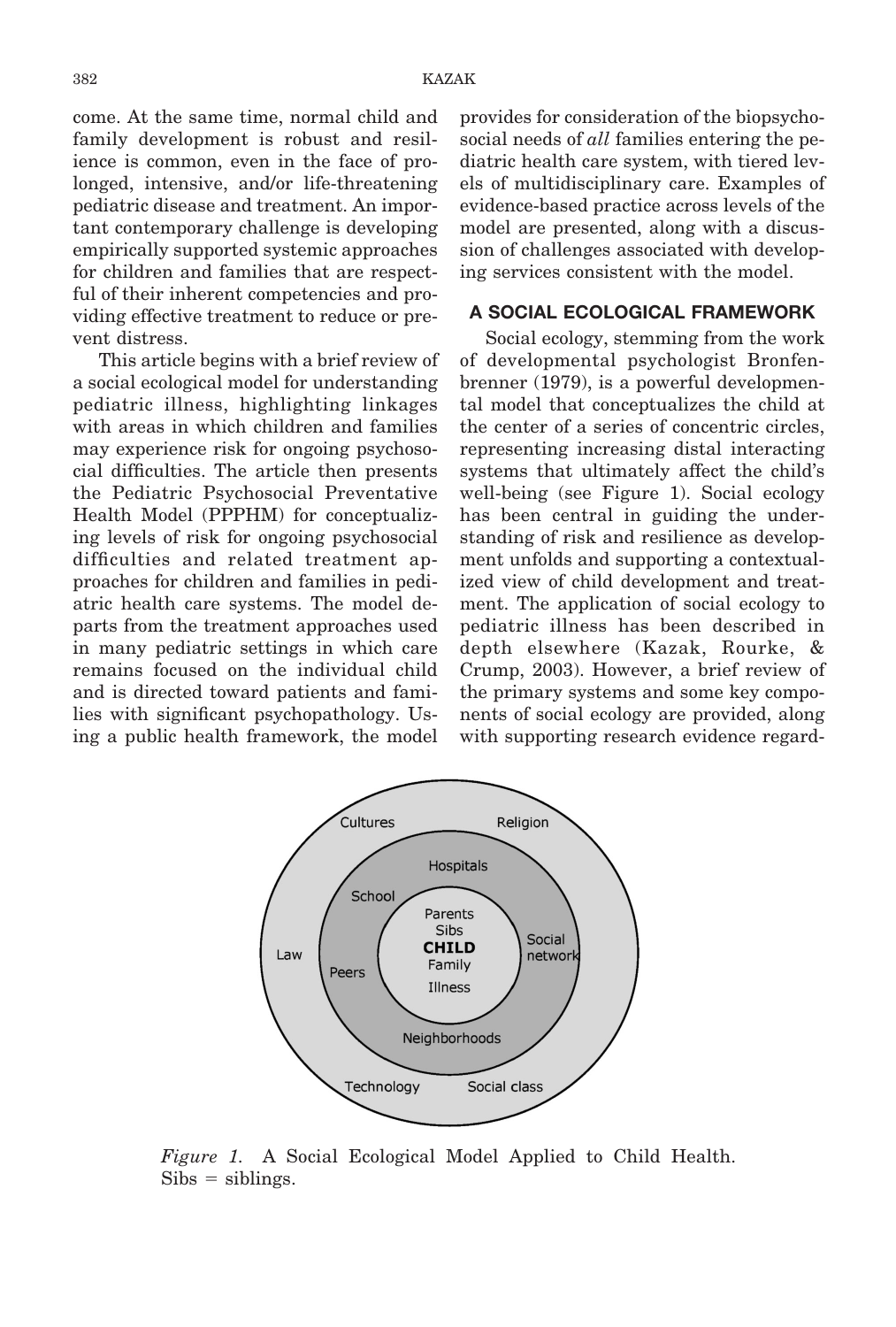come. At the same time, normal child and family development is robust and resilience is common, even in the face of prolonged, intensive, and/or life-threatening pediatric disease and treatment. An important contemporary challenge is developing empirically supported systemic approaches for children and families that are respectful of their inherent competencies and providing effective treatment to reduce or prevent distress.

This article begins with a brief review of a social ecological model for understanding pediatric illness, highlighting linkages with areas in which children and families may experience risk for ongoing psychosocial difficulties. The article then presents the Pediatric Psychosocial Preventative Health Model (PPPHM) for conceptualizing levels of risk for ongoing psychosocial difficulties and related treatment approaches for children and families in pediatric health care systems. The model departs from the treatment approaches used in many pediatric settings in which care remains focused on the individual child and is directed toward patients and families with significant psychopathology. Using a public health framework, the model provides for consideration of the biopsychosocial needs of *all* families entering the pediatric health care system, with tiered levels of multidisciplinary care. Examples of evidence-based practice across levels of the model are presented, along with a discussion of challenges associated with developing services consistent with the model.

## A SOCIAL ECOLOGICAL FRAMEWORK

Social ecology, stemming from the work of developmental psychologist Bronfenbrenner (1979), is a powerful developmental model that conceptualizes the child at the center of a series of concentric circles, representing increasing distal interacting systems that ultimately affect the child's well-being (see Figure 1). Social ecology has been central in guiding the understanding of risk and resilience as development unfolds and supporting a contextualized view of child development and treatment. The application of social ecology to pediatric illness has been described in depth elsewhere (Kazak, Rourke, & Crump, 2003). However, a brief review of the primary systems and some key components of social ecology are provided, along with supporting research evidence regard-

Cultures, Religion, Law, Technology, Social class, Hospitals, School, Peers, Social network, Neighborhoods, Parents, Sibs, CHILD, Family, Illness

*Figure 1.* A Social Ecological Model Applied to Child Health. Sibs = siblings.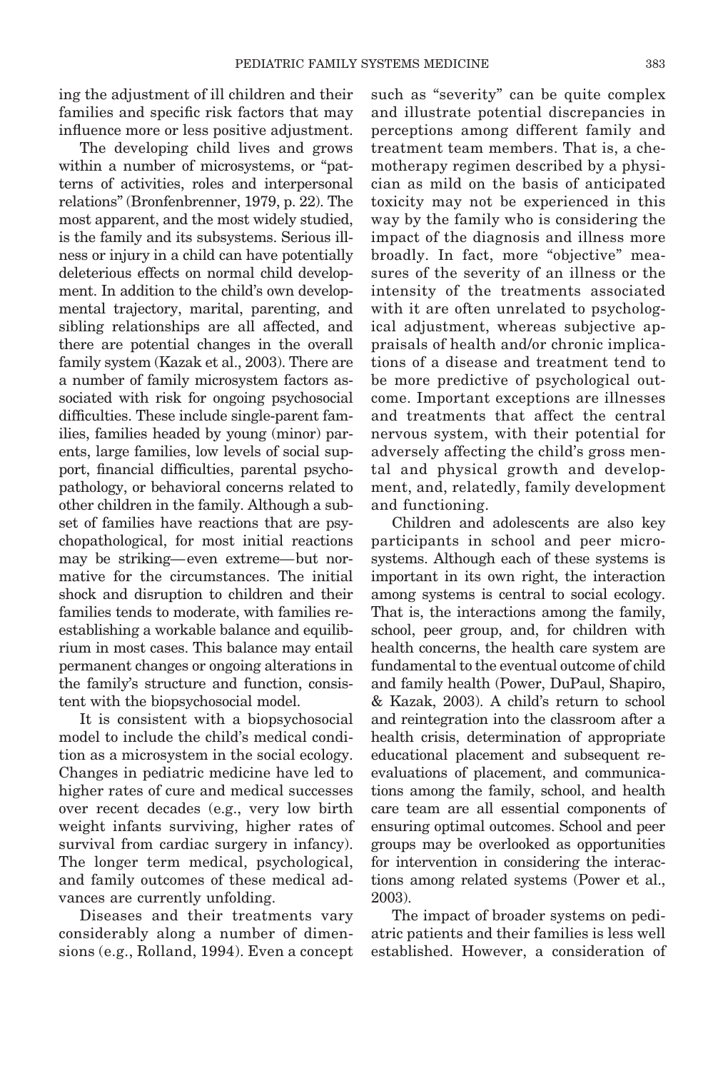ing the adjustment of ill children and their families and specific risk factors that may influence more or less positive adjustment.

The developing child lives and grows within a number of microsystems, or "patterns of activities, roles and interpersonal relations" (Bronfenbrenner, 1979, p. 22). The most apparent, and the most widely studied, is the family and its subsystems. Serious illness or injury in a child can have potentially deleterious effects on normal child development. In addition to the child's own developmental trajectory, marital, parenting, and sibling relationships are all affected, and there are potential changes in the overall family system (Kazak et al., 2003). There are a number of family microsystem factors associated with risk for ongoing psychosocial difficulties. These include single-parent families, families headed by young (minor) parents, large families, low levels of social support, financial difficulties, parental psychopathology, or behavioral concerns related to other children in the family. Although a subset of families have reactions that are psychopathological, for most initial reactions may be striking—even extreme—but normative for the circumstances. The initial shock and disruption to children and their families tends to moderate, with families reestablishing a workable balance and equilibrium in most cases. This balance may entail permanent changes or ongoing alterations in the family's structure and function, consistent with the biopsychosocial model.

It is consistent with a biopsychosocial model to include the child's medical condition as a microsystem in the social ecology. Changes in pediatric medicine have led to higher rates of cure and medical successes over recent decades (e.g., very low birth weight infants surviving, higher rates of survival from cardiac surgery in infancy). The longer term medical, psychological, and family outcomes of these medical advances are currently unfolding.

Diseases and their treatments vary considerably along a number of dimensions (e.g., Rolland, 1994). Even a concept such as "severity" can be quite complex and illustrate potential discrepancies in perceptions among different family and treatment team members. That is, a chemotherapy regimen described by a physician as mild on the basis of anticipated toxicity may not be experienced in this way by the family who is considering the impact of the diagnosis and illness more broadly. In fact, more "objective" measures of the severity of an illness or the intensity of the treatments associated with it are often unrelated to psychological adjustment, whereas subjective appraisals of health and/or chronic implications of a disease and treatment tend to be more predictive of psychological outcome. Important exceptions are illnesses and treatments that affect the central nervous system, with their potential for adversely affecting the child's gross mental and physical growth and development, and, relatedly, family development and functioning.

Children and adolescents are also key participants in school and peer microsystems. Although each of these systems is important in its own right, the interaction among systems is central to social ecology. That is, the interactions among the family, school, peer group, and, for children with health concerns, the health care system are fundamental to the eventual outcome of child and family health (Power, DuPaul, Shapiro, & Kazak, 2003). A child's return to school and reintegration into the classroom after a health crisis, determination of appropriate educational placement and subsequent reevaluations of placement, and communications among the family, school, and health care team are all essential components of ensuring optimal outcomes. School and peer groups may be overlooked as opportunities for intervention in considering the interactions among related systems (Power et al., 2003).

The impact of broader systems on pediatric patients and their families is less well established. However, a consideration of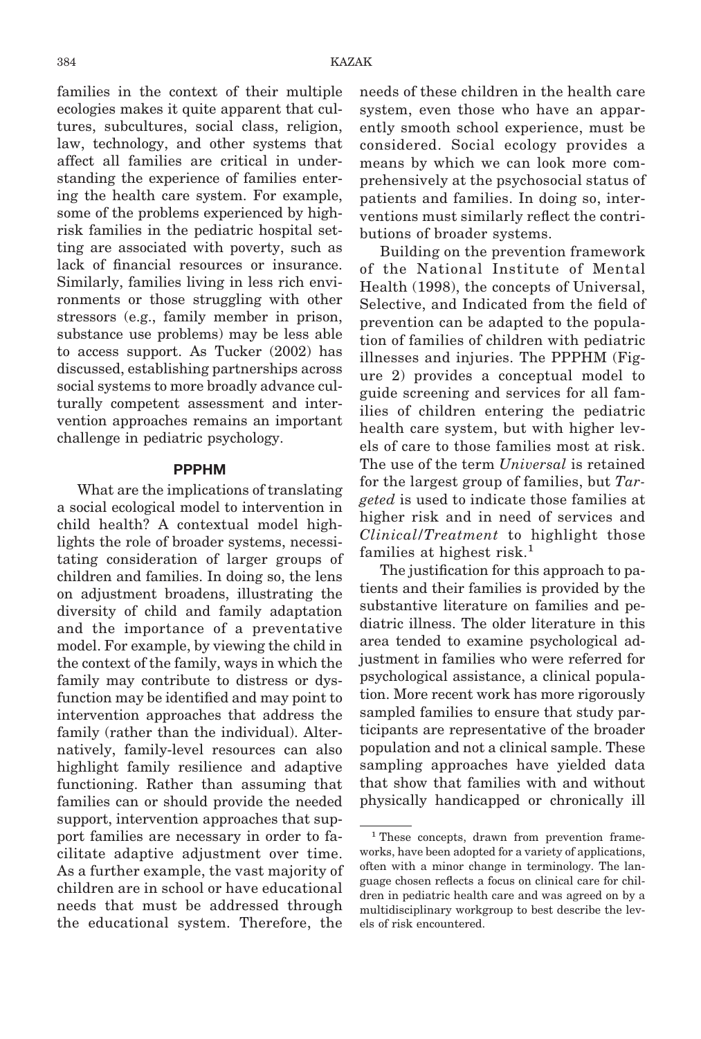families in the context of their multiple ecologies makes it quite apparent that cultures, subcultures, social class, religion, law, technology, and other systems that affect all families are critical in understanding the experience of families entering the health care system. For example, some of the problems experienced by high-risk families in the pediatric hospital setting are associated with poverty, such as lack of financial resources or insurance. Similarly, families living in less rich environments or those struggling with other stressors (e.g., family member in prison, substance use problems) may be less able to access support. As Tucker (2002) has discussed, establishing partnerships across social systems to more broadly advance culturally competent assessment and intervention approaches remains an important challenge in pediatric psychology.

## PPPHM

What are the implications of translating a social ecological model to intervention in child health? A contextual model highlights the role of broader systems, necessitating consideration of larger groups of children and families. In doing so, the lens on adjustment broadens, illustrating the diversity of child and family adaptation and the importance of a preventative model. For example, by viewing the child in the context of the family, ways in which the family may contribute to distress or dysfunction may be identified and may point to intervention approaches that address the family (rather than the individual). Alternatively, family-level resources can also highlight family resilience and adaptive functioning. Rather than assuming that families can or should provide the needed support, intervention approaches that support families are necessary in order to facilitate adaptive adjustment over time. As a further example, the vast majority of children are in school or have educational needs that must be addressed through the educational system. Therefore, the needs of these children in the health care system, even those who have an apparently smooth school experience, must be considered. Social ecology provides a means by which we can look more comprehensively at the psychosocial status of patients and families. In doing so, interventions must similarly reflect the contributions of broader systems.

Building on the prevention framework of the National Institute of Mental Health (1998), the concepts of Universal, Selective, and Indicated from the field of prevention can be adapted to the population of families of children with pediatric illnesses and injuries. The PPPHM (Figure 2) provides a conceptual model to guide screening and services for all families of children entering the pediatric health care system, but with higher levels of care to those families most at risk. The use of the term *Universal* is retained for the largest group of families, but *Targeted* is used to indicate those families at higher risk and in need of services and *Clinical/Treatment* to highlight those families at highest risk.[1]

The justification for this approach to patients and their families is provided by the substantive literature on families and pediatric illness. The older literature in this area tended to examine psychological adjustment in families who were referred for psychological assistance, a clinical population. More recent work has more rigorously sampled families to ensure that study participants are representative of the broader population and not a clinical sample. These sampling approaches have yielded data that show that families with and without physically handicapped or chronically ill

[1] These concepts, drawn from prevention frameworks, have been adopted for a variety of applications, often with a minor change in terminology. The language chosen reflects a focus on clinical care for children in pediatric health care and was agreed on by a multidisciplinary workgroup to best describe the levels of risk encountered.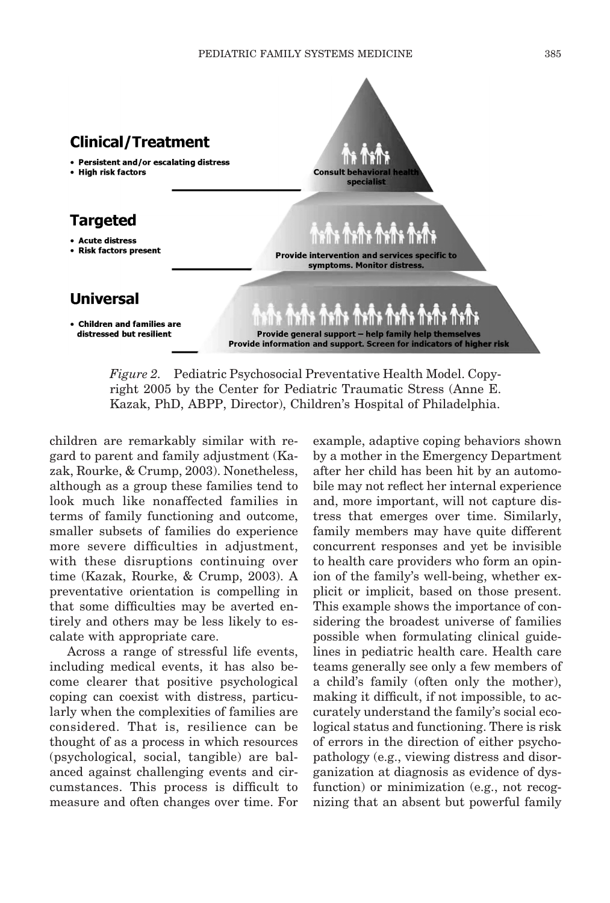**Clinical/Treatment**

- Persistent and/or escalating distress
- High risk factors

Consult behavioral health specialist

**Targeted**

- Acute distress
- Risk factors present

Provide intervention and services specific to symptoms. Monitor distress.

**Universal**

- Children and families are distressed but resilient

Provide general support – help family help themselves
Provide information and support. Screen for indicators of higher risk

*Figure 2.* Pediatric Psychosocial Preventative Health Model. Copyright 2005 by the Center for Pediatric Traumatic Stress (Anne E. Kazak, PhD, ABPP, Director), Children's Hospital of Philadelphia.

children are remarkably similar with regard to parent and family adjustment (Kazak, Rourke, & Crump, 2003). Nonetheless, although as a group these families tend to look much like nonaffected families in terms of family functioning and outcome, smaller subsets of families do experience more severe difficulties in adjustment, with these disruptions continuing over time (Kazak, Rourke, & Crump, 2003). A preventative orientation is compelling in that some difficulties may be averted entirely and others may be less likely to escalate with appropriate care.

Across a range of stressful life events, including medical events, it has also become clearer that positive psychological coping can coexist with distress, particularly when the complexities of families are considered. That is, resilience can be thought of as a process in which resources (psychological, social, tangible) are balanced against challenging events and circumstances. This process is difficult to measure and often changes over time. For example, adaptive coping behaviors shown by a mother in the Emergency Department after her child has been hit by an automobile may not reflect her internal experience and, more important, will not capture distress that emerges over time. Similarly, family members may have quite different concurrent responses and yet be invisible to health care providers who form an opinion of the family's well-being, whether explicit or implicit, based on those present. This example shows the importance of considering the broadest universe of families possible when formulating clinical guidelines in pediatric health care. Health care teams generally see only a few members of a child's family (often only the mother), making it difficult, if not impossible, to accurately understand the family's social ecological status and functioning. There is risk of errors in the direction of either psychopathology (e.g., viewing distress and disorganization at diagnosis as evidence of dysfunction) or minimization (e.g., not recognizing that an absent but powerful family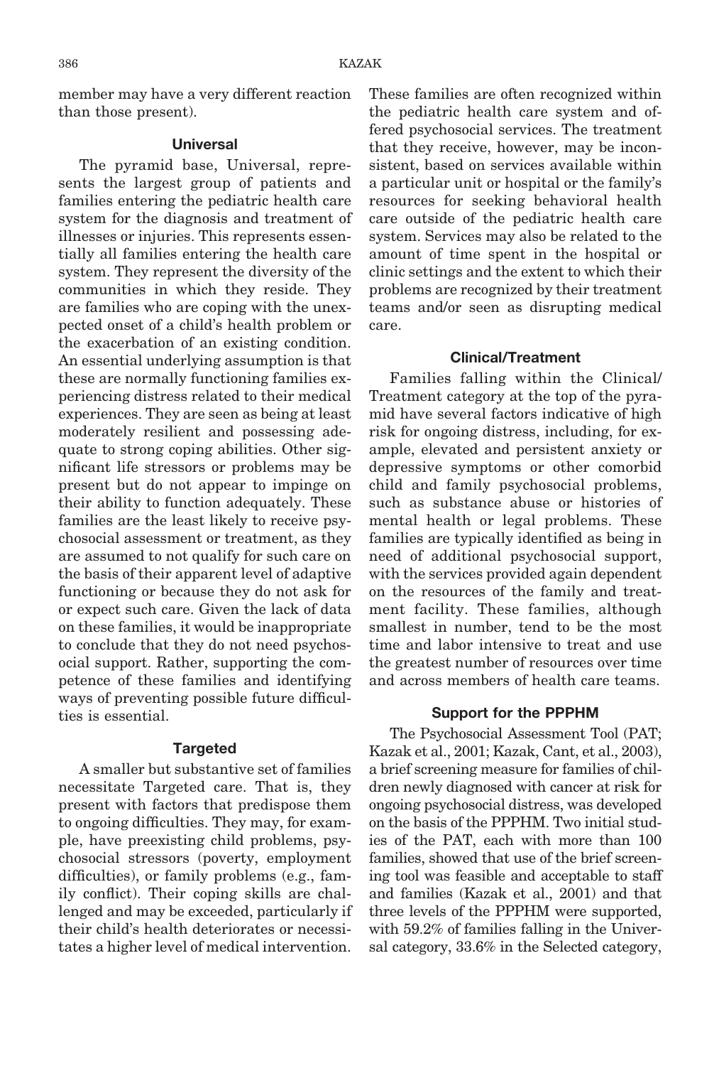member may have a very different reaction than those present).

### Universal

The pyramid base, Universal, represents the largest group of patients and families entering the pediatric health care system for the diagnosis and treatment of illnesses or injuries. This represents essentially all families entering the health care system. They represent the diversity of the communities in which they reside. They are families who are coping with the unexpected onset of a child's health problem or the exacerbation of an existing condition. An essential underlying assumption is that these are normally functioning families experiencing distress related to their medical experiences. They are seen as being at least moderately resilient and possessing adequate to strong coping abilities. Other significant life stressors or problems may be present but do not appear to impinge on their ability to function adequately. These families are the least likely to receive psychosocial assessment or treatment, as they are assumed to not qualify for such care on the basis of their apparent level of adaptive functioning or because they do not ask for or expect such care. Given the lack of data on these families, it would be inappropriate to conclude that they do not need psychosocial support. Rather, supporting the competence of these families and identifying ways of preventing possible future difficulties is essential.

### Targeted

A smaller but substantive set of families necessitate Targeted care. That is, they present with factors that predispose them to ongoing difficulties. They may, for example, have preexisting child problems, psychosocial stressors (poverty, employment difficulties), or family problems (e.g., family conflict). Their coping skills are challenged and may be exceeded, particularly if their child's health deteriorates or necessitates a higher level of medical intervention. These families are often recognized within the pediatric health care system and offered psychosocial services. The treatment that they receive, however, may be inconsistent, based on services available within a particular unit or hospital or the family's resources for seeking behavioral health care outside of the pediatric health care system. Services may also be related to the amount of time spent in the hospital or clinic settings and the extent to which their problems are recognized by their treatment teams and/or seen as disrupting medical care.

### Clinical/Treatment

Families falling within the Clinical/Treatment category at the top of the pyramid have several factors indicative of high risk for ongoing distress, including, for example, elevated and persistent anxiety or depressive symptoms or other comorbid child and family psychosocial problems, such as substance abuse or histories of mental health or legal problems. These families are typically identified as being in need of additional psychosocial support, with the services provided again dependent on the resources of the family and treatment facility. These families, although smallest in number, tend to be the most time and labor intensive to treat and use the greatest number of resources over time and across members of health care teams.

### Support for the PPPHM

The Psychosocial Assessment Tool (PAT; Kazak et al., 2001; Kazak, Cant, et al., 2003), a brief screening measure for families of children newly diagnosed with cancer at risk for ongoing psychosocial distress, was developed on the basis of the PPPHM. Two initial studies of the PAT, each with more than 100 families, showed that use of the brief screening tool was feasible and acceptable to staff and families (Kazak et al., 2001) and that three levels of the PPPHM were supported, with 59.2% of families falling in the Universal category, 33.6% in the Selected category,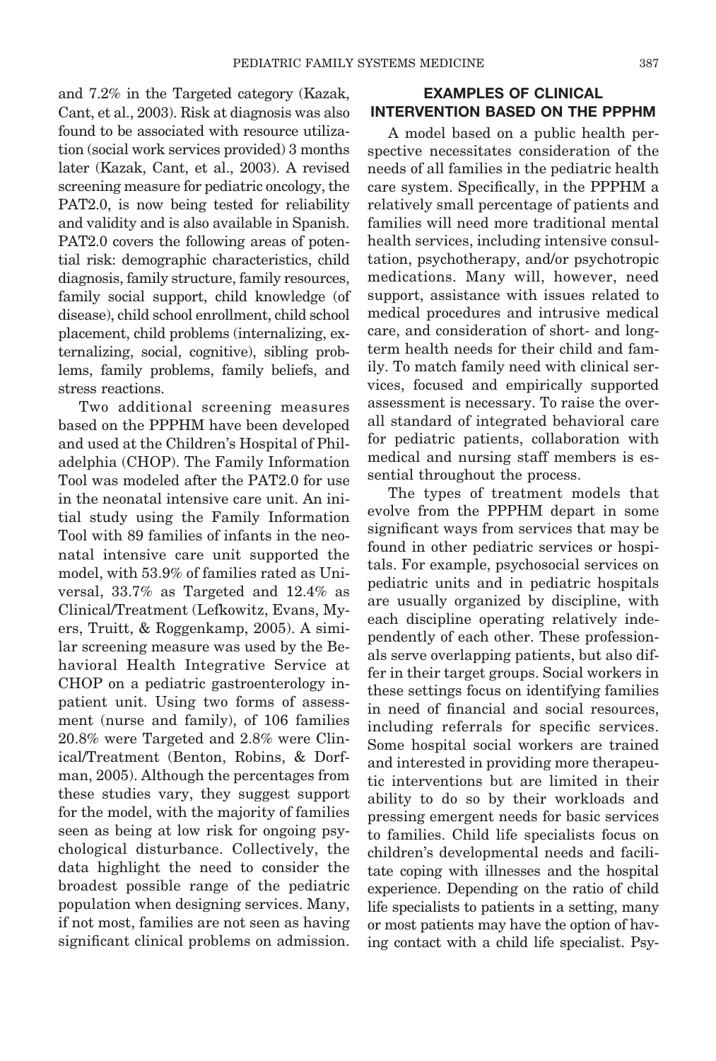and 7.2% in the Targeted category (Kazak, Cant, et al., 2003). Risk at diagnosis was also found to be associated with resource utilization (social work services provided) 3 months later (Kazak, Cant, et al., 2003). A revised screening measure for pediatric oncology, the PAT2.0, is now being tested for reliability and validity and is also available in Spanish. PAT2.0 covers the following areas of potential risk: demographic characteristics, child diagnosis, family structure, family resources, family social support, child knowledge (of disease), child school enrollment, child school placement, child problems (internalizing, externalizing, social, cognitive), sibling problems, family problems, family beliefs, and stress reactions.

Two additional screening measures based on the PPPHM have been developed and used at the Children's Hospital of Philadelphia (CHOP). The Family Information Tool was modeled after the PAT2.0 for use in the neonatal intensive care unit. An initial study using the Family Information Tool with 89 families of infants in the neonatal intensive care unit supported the model, with 53.9% of families rated as Universal, 33.7% as Targeted and 12.4% as Clinical/Treatment (Lefkowitz, Evans, Myers, Truitt, & Roggenkamp, 2005). A similar screening measure was used by the Behavioral Health Integrative Service at CHOP on a pediatric gastroenterology inpatient unit. Using two forms of assessment (nurse and family), of 106 families 20.8% were Targeted and 2.8% were Clinical/Treatment (Benton, Robins, & Dorfman, 2005). Although the percentages from these studies vary, they suggest support for the model, with the majority of families seen as being at low risk for ongoing psychological disturbance. Collectively, the data highlight the need to consider the broadest possible range of the pediatric population when designing services. Many, if not most, families are not seen as having significant clinical problems on admission.

## EXAMPLES OF CLINICAL INTERVENTION BASED ON THE PPPHM

A model based on a public health perspective necessitates consideration of the needs of all families in the pediatric health care system. Specifically, in the PPPHM a relatively small percentage of patients and families will need more traditional mental health services, including intensive consultation, psychotherapy, and/or psychotropic medications. Many will, however, need support, assistance with issues related to medical procedures and intrusive medical care, and consideration of short- and long-term health needs for their child and family. To match family need with clinical services, focused and empirically supported assessment is necessary. To raise the overall standard of integrated behavioral care for pediatric patients, collaboration with medical and nursing staff members is essential throughout the process.

The types of treatment models that evolve from the PPPHM depart in some significant ways from services that may be found in other pediatric services or hospitals. For example, psychosocial services on pediatric units and in pediatric hospitals are usually organized by discipline, with each discipline operating relatively independently of each other. These professionals serve overlapping patients, but also differ in their target groups. Social workers in these settings focus on identifying families in need of financial and social resources, including referrals for specific services. Some hospital social workers are trained and interested in providing more therapeutic interventions but are limited in their ability to do so by their workloads and pressing emergent needs for basic services to families. Child life specialists focus on children's developmental needs and facilitate coping with illnesses and the hospital experience. Depending on the ratio of child life specialists to patients in a setting, many or most patients may have the option of having contact with a child life specialist. Psy-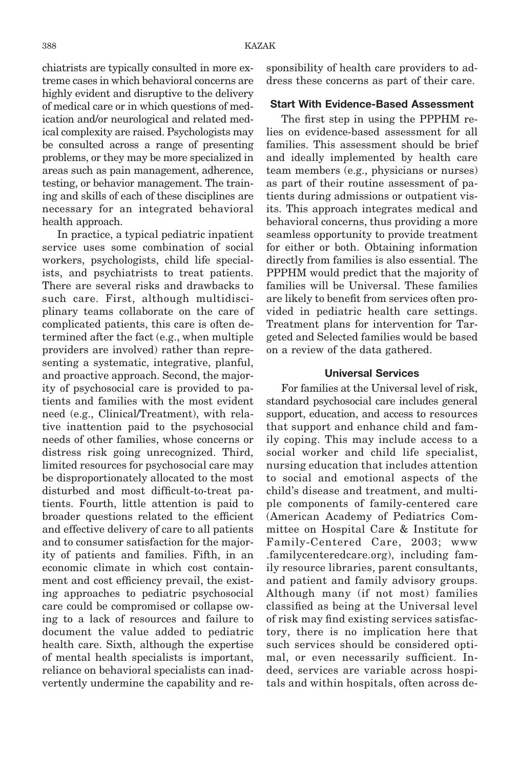chiatrists are typically consulted in more extreme cases in which behavioral concerns are highly evident and disruptive to the delivery of medical care or in which questions of medication and/or neurological and related medical complexity are raised. Psychologists may be consulted across a range of presenting problems, or they may be more specialized in areas such as pain management, adherence, testing, or behavior management. The training and skills of each of these disciplines are necessary for an integrated behavioral health approach.

In practice, a typical pediatric inpatient service uses some combination of social workers, psychologists, child life specialists, and psychiatrists to treat patients. There are several risks and drawbacks to such care. First, although multidisciplinary teams collaborate on the care of complicated patients, this care is often determined after the fact (e.g., when multiple providers are involved) rather than representing a systematic, integrative, planful, and proactive approach. Second, the majority of psychosocial care is provided to patients and families with the most evident need (e.g., Clinical/Treatment), with relative inattention paid to the psychosocial needs of other families, whose concerns or distress risk going unrecognized. Third, limited resources for psychosocial care may be disproportionately allocated to the most disturbed and most difficult-to-treat patients. Fourth, little attention is paid to broader questions related to the efficient and effective delivery of care to all patients and to consumer satisfaction for the majority of patients and families. Fifth, in an economic climate in which cost containment and cost efficiency prevail, the existing approaches to pediatric psychosocial care could be compromised or collapse owing to a lack of resources and failure to document the value added to pediatric health care. Sixth, although the expertise of mental health specialists is important, reliance on behavioral specialists can inadvertently undermine the capability and responsibility of health care providers to address these concerns as part of their care.

### Start With Evidence-Based Assessment

The first step in using the PPPHM relies on evidence-based assessment for all families. This assessment should be brief and ideally implemented by health care team members (e.g., physicians or nurses) as part of their routine assessment of patients during admissions or outpatient visits. This approach integrates medical and behavioral concerns, thus providing a more seamless opportunity to provide treatment for either or both. Obtaining information directly from families is also essential. The PPPHM would predict that the majority of families will be Universal. These families are likely to benefit from services often provided in pediatric health care settings. Treatment plans for intervention for Targeted and Selected families would be based on a review of the data gathered.

### Universal Services

For families at the Universal level of risk, standard psychosocial care includes general support, education, and access to resources that support and enhance child and family coping. This may include access to a social worker and child life specialist, nursing education that includes attention to social and emotional aspects of the child's disease and treatment, and multiple components of family-centered care (American Academy of Pediatrics Committee on Hospital Care & Institute for Family-Centered Care, 2003; www.familycenteredcare.org), including family resource libraries, parent consultants, and patient and family advisory groups. Although many (if not most) families classified as being at the Universal level of risk may find existing services satisfactory, there is no implication here that such services should be considered optimal, or even necessarily sufficient. Indeed, services are variable across hospitals and within hospitals, often across de-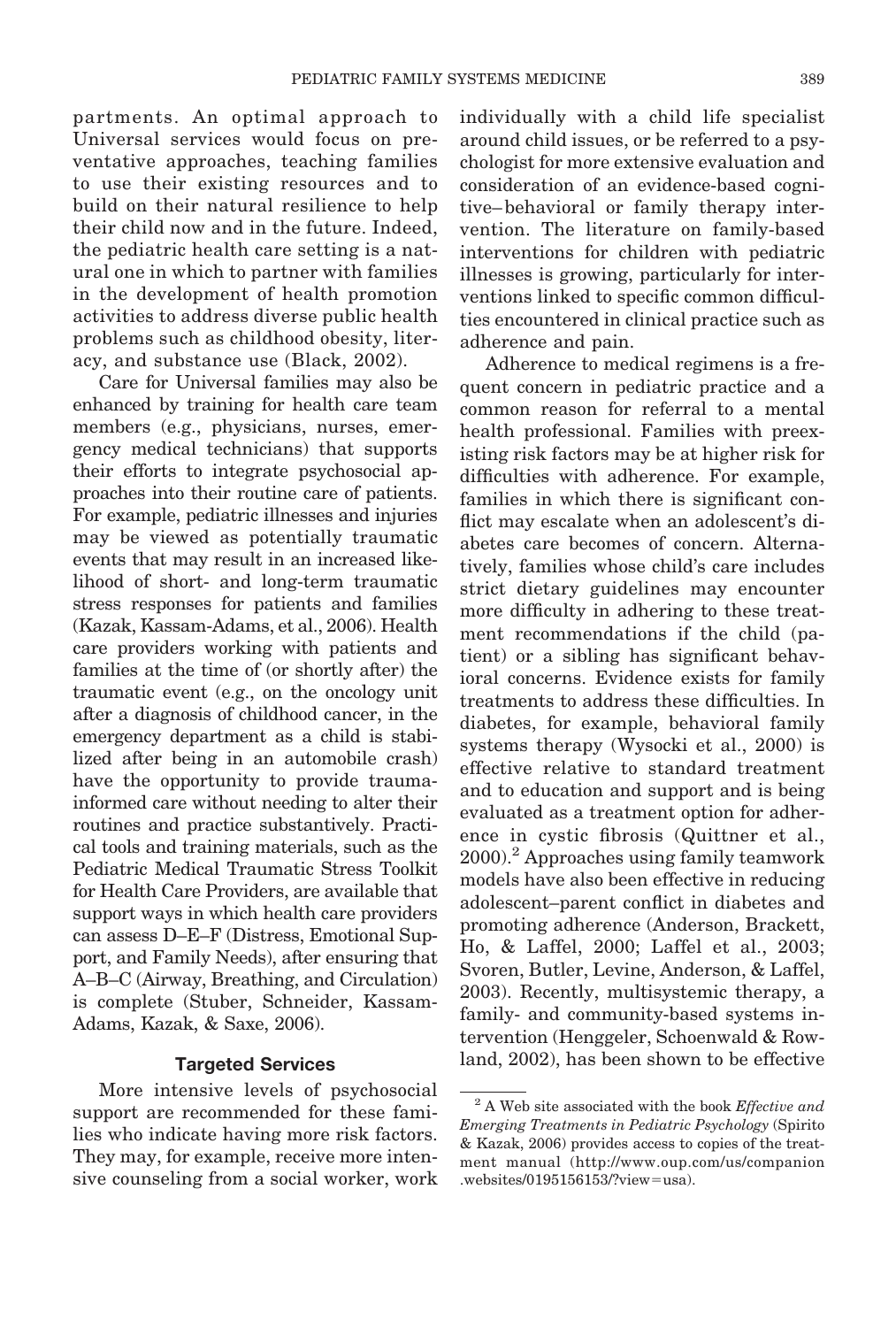partments. An optimal approach to Universal services would focus on preventative approaches, teaching families to use their existing resources and to build on their natural resilience to help their child now and in the future. Indeed, the pediatric health care setting is a natural one in which to partner with families in the development of health promotion activities to address diverse public health problems such as childhood obesity, literacy, and substance use (Black, 2002).

Care for Universal families may also be enhanced by training for health care team members (e.g., physicians, nurses, emergency medical technicians) that supports their efforts to integrate psychosocial approaches into their routine care of patients. For example, pediatric illnesses and injuries may be viewed as potentially traumatic events that may result in an increased likelihood of short- and long-term traumatic stress responses for patients and families (Kazak, Kassam-Adams, et al., 2006). Health care providers working with patients and families at the time of (or shortly after) the traumatic event (e.g., on the oncology unit after a diagnosis of childhood cancer, in the emergency department as a child is stabilized after being in an automobile crash) have the opportunity to provide trauma-informed care without needing to alter their routines and practice substantively. Practical tools and training materials, such as the Pediatric Medical Traumatic Stress Toolkit for Health Care Providers, are available that support ways in which health care providers can assess D–E–F (Distress, Emotional Support, and Family Needs), after ensuring that A–B–C (Airway, Breathing, and Circulation) is complete (Stuber, Schneider, Kassam-Adams, Kazak, & Saxe, 2006).

### Targeted Services

More intensive levels of psychosocial support are recommended for these families who indicate having more risk factors. They may, for example, receive more intensive counseling from a social worker, work individually with a child life specialist around child issues, or be referred to a psychologist for more extensive evaluation and consideration of an evidence-based cognitive–behavioral or family therapy intervention. The literature on family-based interventions for children with pediatric illnesses is growing, particularly for interventions linked to specific common difficulties encountered in clinical practice such as adherence and pain.

Adherence to medical regimens is a frequent concern in pediatric practice and a common reason for referral to a mental health professional. Families with preexisting risk factors may be at higher risk for difficulties with adherence. For example, families in which there is significant conflict may escalate when an adolescent's diabetes care becomes of concern. Alternatively, families whose child's care includes strict dietary guidelines may encounter more difficulty in adhering to these treatment recommendations if the child (patient) or a sibling has significant behavioral concerns. Evidence exists for family treatments to address these difficulties. In diabetes, for example, behavioral family systems therapy (Wysocki et al., 2000) is effective relative to standard treatment and to education and support and is being evaluated as a treatment option for adherence in cystic fibrosis (Quittner et al., 2000).[2] Approaches using family teamwork models have also been effective in reducing adolescent–parent conflict in diabetes and promoting adherence (Anderson, Brackett, Ho, & Laffel, 2000; Laffel et al., 2003; Svoren, Butler, Levine, Anderson, & Laffel, 2003). Recently, multisystemic therapy, a family- and community-based systems intervention (Henggeler, Schoenwald & Rowland, 2002), has been shown to be effective

[2] A Web site associated with the book *Effective and Emerging Treatments in Pediatric Psychology* (Spirito & Kazak, 2006) provides access to copies of the treatment manual (http://www.oup.com/us/companion.websites/0195156153/?view=usa).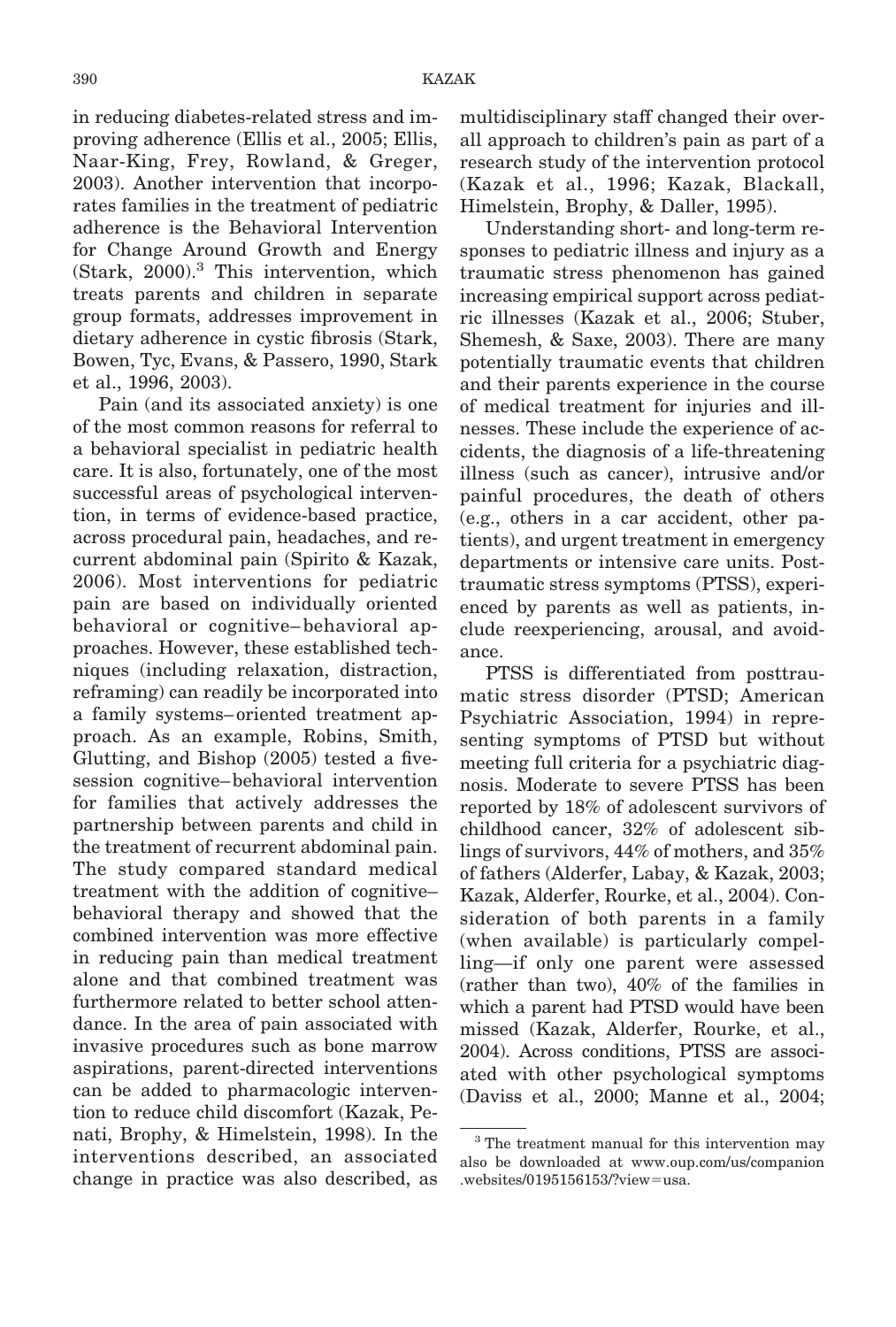in reducing diabetes-related stress and improving adherence (Ellis et al., 2005; Ellis, Naar-King, Frey, Rowland, & Greger, 2003). Another intervention that incorporates families in the treatment of pediatric adherence is the Behavioral Intervention for Change Around Growth and Energy (Stark, 2000).[3] This intervention, which treats parents and children in separate group formats, addresses improvement in dietary adherence in cystic fibrosis (Stark, Bowen, Tyc, Evans, & Passero, 1990, Stark et al., 1996, 2003).

Pain (and its associated anxiety) is one of the most common reasons for referral to a behavioral specialist in pediatric health care. It is also, fortunately, one of the most successful areas of psychological intervention, in terms of evidence-based practice, across procedural pain, headaches, and recurrent abdominal pain (Spirito & Kazak, 2006). Most interventions for pediatric pain are based on individually oriented behavioral or cognitive–behavioral approaches. However, these established techniques (including relaxation, distraction, reframing) can readily be incorporated into a family systems–oriented treatment approach. As an example, Robins, Smith, Glutting, and Bishop (2005) tested a five-session cognitive–behavioral intervention for families that actively addresses the partnership between parents and child in the treatment of recurrent abdominal pain. The study compared standard medical treatment with the addition of cognitive–behavioral therapy and showed that the combined intervention was more effective in reducing pain than medical treatment alone and that combined treatment was furthermore related to better school attendance. In the area of pain associated with invasive procedures such as bone marrow aspirations, parent-directed interventions can be added to pharmacologic intervention to reduce child discomfort (Kazak, Penati, Brophy, & Himelstein, 1998). In the interventions described, an associated change in practice was also described, as multidisciplinary staff changed their overall approach to children's pain as part of a research study of the intervention protocol (Kazak et al., 1996; Kazak, Blackall, Himelstein, Brophy, & Daller, 1995).

Understanding short- and long-term responses to pediatric illness and injury as a traumatic stress phenomenon has gained increasing empirical support across pediatric illnesses (Kazak et al., 2006; Stuber, Shemesh, & Saxe, 2003). There are many potentially traumatic events that children and their parents experience in the course of medical treatment for injuries and illnesses. These include the experience of accidents, the diagnosis of a life-threatening illness (such as cancer), intrusive and/or painful procedures, the death of others (e.g., others in a car accident, other patients), and urgent treatment in emergency departments or intensive care units. Posttraumatic stress symptoms (PTSS), experienced by parents as well as patients, include reexperiencing, arousal, and avoidance.

PTSS is differentiated from posttraumatic stress disorder (PTSD; American Psychiatric Association, 1994) in representing symptoms of PTSD but without meeting full criteria for a psychiatric diagnosis. Moderate to severe PTSS has been reported by 18% of adolescent survivors of childhood cancer, 32% of adolescent siblings of survivors, 44% of mothers, and 35% of fathers (Alderfer, Labay, & Kazak, 2003; Kazak, Alderfer, Rourke, et al., 2004). Consideration of both parents in a family (when available) is particularly compelling—if only one parent were assessed (rather than two), 40% of the families in which a parent had PTSD would have been missed (Kazak, Alderfer, Rourke, et al., 2004). Across conditions, PTSS are associated with other psychological symptoms (Daviss et al., 2000; Manne et al., 2004;

[3] The treatment manual for this intervention may also be downloaded at www.oup.com/us/companion.websites/0195156153/?view=usa.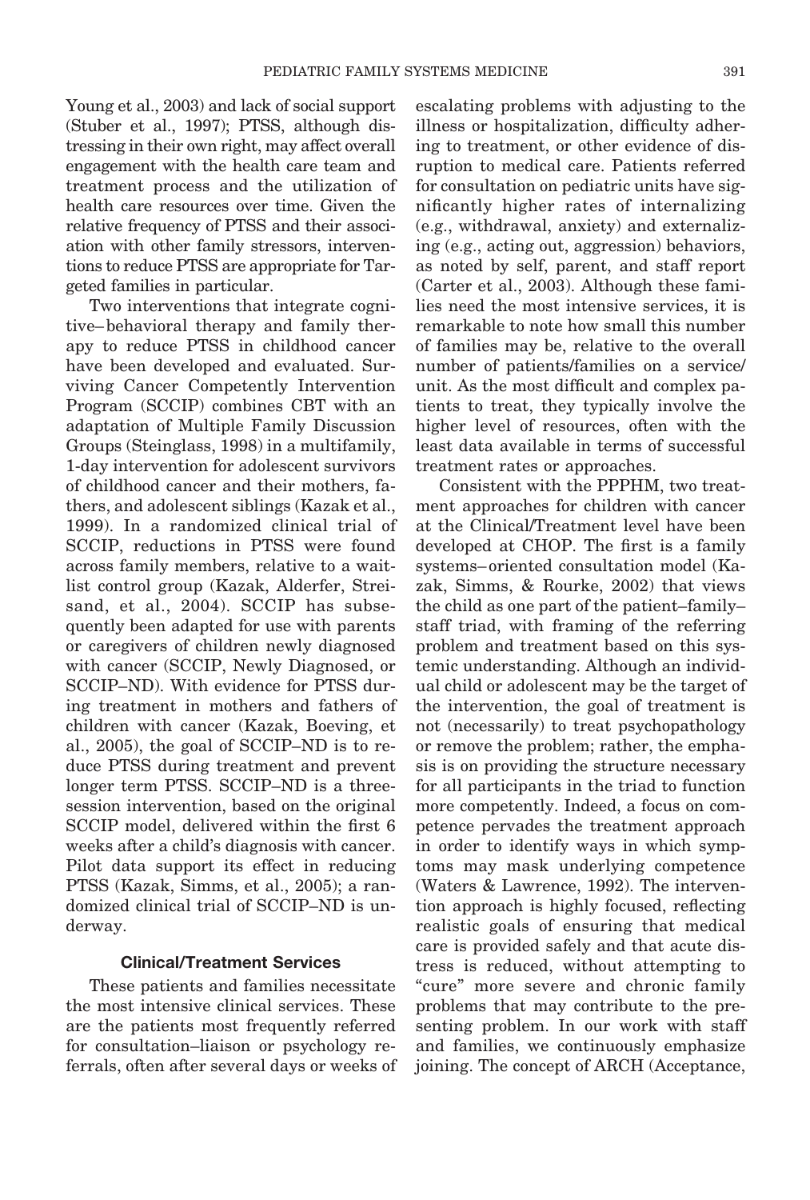Young et al., 2003) and lack of social support (Stuber et al., 1997); PTSS, although distressing in their own right, may affect overall engagement with the health care team and treatment process and the utilization of health care resources over time. Given the relative frequency of PTSS and their association with other family stressors, interventions to reduce PTSS are appropriate for Targeted families in particular.

Two interventions that integrate cognitive–behavioral therapy and family therapy to reduce PTSS in childhood cancer have been developed and evaluated. Surviving Cancer Competently Intervention Program (SCCIP) combines CBT with an adaptation of Multiple Family Discussion Groups (Steinglass, 1998) in a multifamily, 1-day intervention for adolescent survivors of childhood cancer and their mothers, fathers, and adolescent siblings (Kazak et al., 1999). In a randomized clinical trial of SCCIP, reductions in PTSS were found across family members, relative to a waitlist control group (Kazak, Alderfer, Streisand, et al., 2004). SCCIP has subsequently been adapted for use with parents or caregivers of children newly diagnosed with cancer (SCCIP, Newly Diagnosed, or SCCIP–ND). With evidence for PTSS during treatment in mothers and fathers of children with cancer (Kazak, Boeving, et al., 2005), the goal of SCCIP–ND is to reduce PTSS during treatment and prevent longer term PTSS. SCCIP–ND is a three-session intervention, based on the original SCCIP model, delivered within the first 6 weeks after a child's diagnosis with cancer. Pilot data support its effect in reducing PTSS (Kazak, Simms, et al., 2005); a randomized clinical trial of SCCIP–ND is underway.

### Clinical/Treatment Services

These patients and families necessitate the most intensive clinical services. These are the patients most frequently referred for consultation–liaison or psychology referrals, often after several days or weeks of escalating problems with adjusting to the illness or hospitalization, difficulty adhering to treatment, or other evidence of disruption to medical care. Patients referred for consultation on pediatric units have significantly higher rates of internalizing (e.g., withdrawal, anxiety) and externalizing (e.g., acting out, aggression) behaviors, as noted by self, parent, and staff report (Carter et al., 2003). Although these families need the most intensive services, it is remarkable to note how small this number of families may be, relative to the overall number of patients/families on a service/unit. As the most difficult and complex patients to treat, they typically involve the higher level of resources, often with the least data available in terms of successful treatment rates or approaches.

Consistent with the PPPHM, two treatment approaches for children with cancer at the Clinical/Treatment level have been developed at CHOP. The first is a family systems–oriented consultation model (Kazak, Simms, & Rourke, 2002) that views the child as one part of the patient–family–staff triad, with framing of the referring problem and treatment based on this systemic understanding. Although an individual child or adolescent may be the target of the intervention, the goal of treatment is not (necessarily) to treat psychopathology or remove the problem; rather, the emphasis is on providing the structure necessary for all participants in the triad to function more competently. Indeed, a focus on competence pervades the treatment approach in order to identify ways in which symptoms may mask underlying competence (Waters & Lawrence, 1992). The intervention approach is highly focused, reflecting realistic goals of ensuring that medical care is provided safely and that acute distress is reduced, without attempting to "cure" more severe and chronic family problems that may contribute to the presenting problem. In our work with staff and families, we continuously emphasize joining. The concept of ARCH (Acceptance,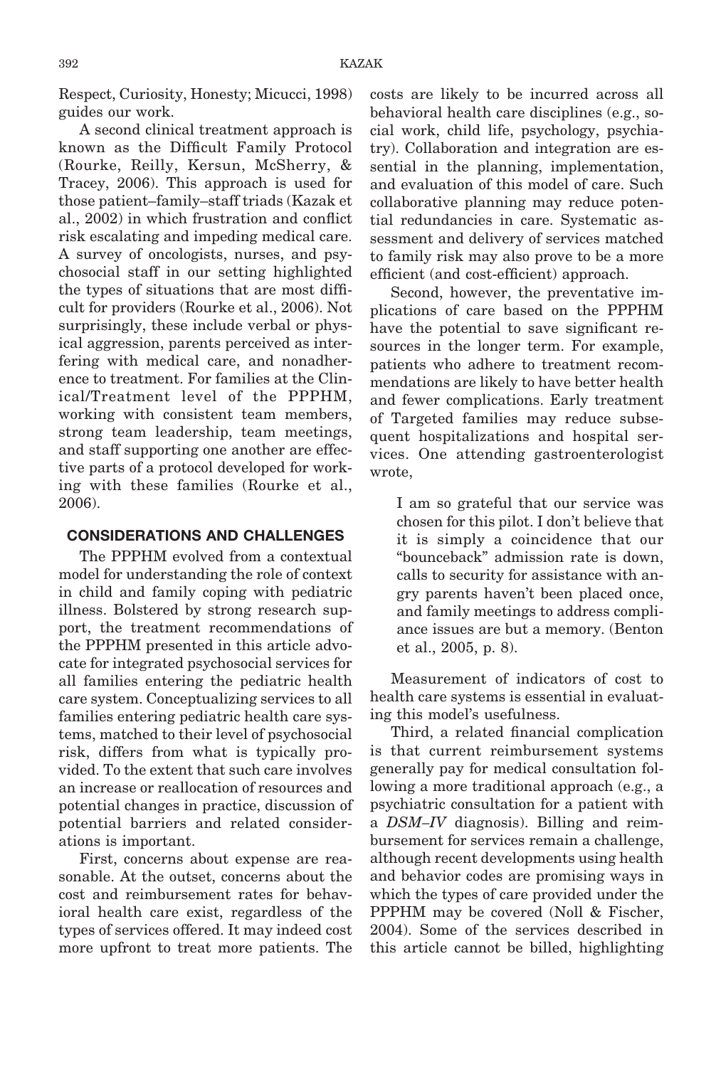Respect, Curiosity, Honesty; Micucci, 1998) guides our work.

A second clinical treatment approach is known as the Difficult Family Protocol (Rourke, Reilly, Kersun, McSherry, & Tracey, 2006). This approach is used for those patient–family–staff triads (Kazak et al., 2002) in which frustration and conflict risk escalating and impeding medical care. A survey of oncologists, nurses, and psychosocial staff in our setting highlighted the types of situations that are most difficult for providers (Rourke et al., 2006). Not surprisingly, these include verbal or physical aggression, parents perceived as interfering with medical care, and nonadherence to treatment. For families at the Clinical/Treatment level of the PPPHM, working with consistent team members, strong team leadership, team meetings, and staff supporting one another are effective parts of a protocol developed for working with these families (Rourke et al., 2006).

## CONSIDERATIONS AND CHALLENGES

The PPPHM evolved from a contextual model for understanding the role of context in child and family coping with pediatric illness. Bolstered by strong research support, the treatment recommendations of the PPPHM presented in this article advocate for integrated psychosocial services for all families entering the pediatric health care system. Conceptualizing services to all families entering pediatric health care systems, matched to their level of psychosocial risk, differs from what is typically provided. To the extent that such care involves an increase or reallocation of resources and potential changes in practice, discussion of potential barriers and related considerations is important.

First, concerns about expense are reasonable. At the outset, concerns about the cost and reimbursement rates for behavioral health care exist, regardless of the types of services offered. It may indeed cost more upfront to treat more patients. The costs are likely to be incurred across all behavioral health care disciplines (e.g., social work, child life, psychology, psychiatry). Collaboration and integration are essential in the planning, implementation, and evaluation of this model of care. Such collaborative planning may reduce potential redundancies in care. Systematic assessment and delivery of services matched to family risk may also prove to be a more efficient (and cost-efficient) approach.

Second, however, the preventative implications of care based on the PPPHM have the potential to save significant resources in the longer term. For example, patients who adhere to treatment recommendations are likely to have better health and fewer complications. Early treatment of Targeted families may reduce subsequent hospitalizations and hospital services. One attending gastroenterologist wrote,

> I am so grateful that our service was chosen for this pilot. I don't believe that it is simply a coincidence that our "bounceback" admission rate is down, calls to security for assistance with angry parents haven't been placed once, and family meetings to address compliance issues are but a memory. (Benton et al., 2005, p. 8).

Measurement of indicators of cost to health care systems is essential in evaluating this model's usefulness.

Third, a related financial complication is that current reimbursement systems generally pay for medical consultation following a more traditional approach (e.g., a psychiatric consultation for a patient with a *DSM–IV* diagnosis). Billing and reimbursement for services remain a challenge, although recent developments using health and behavior codes are promising ways in which the types of care provided under the PPPHM may be covered (Noll & Fischer, 2004). Some of the services described in this article cannot be billed, highlighting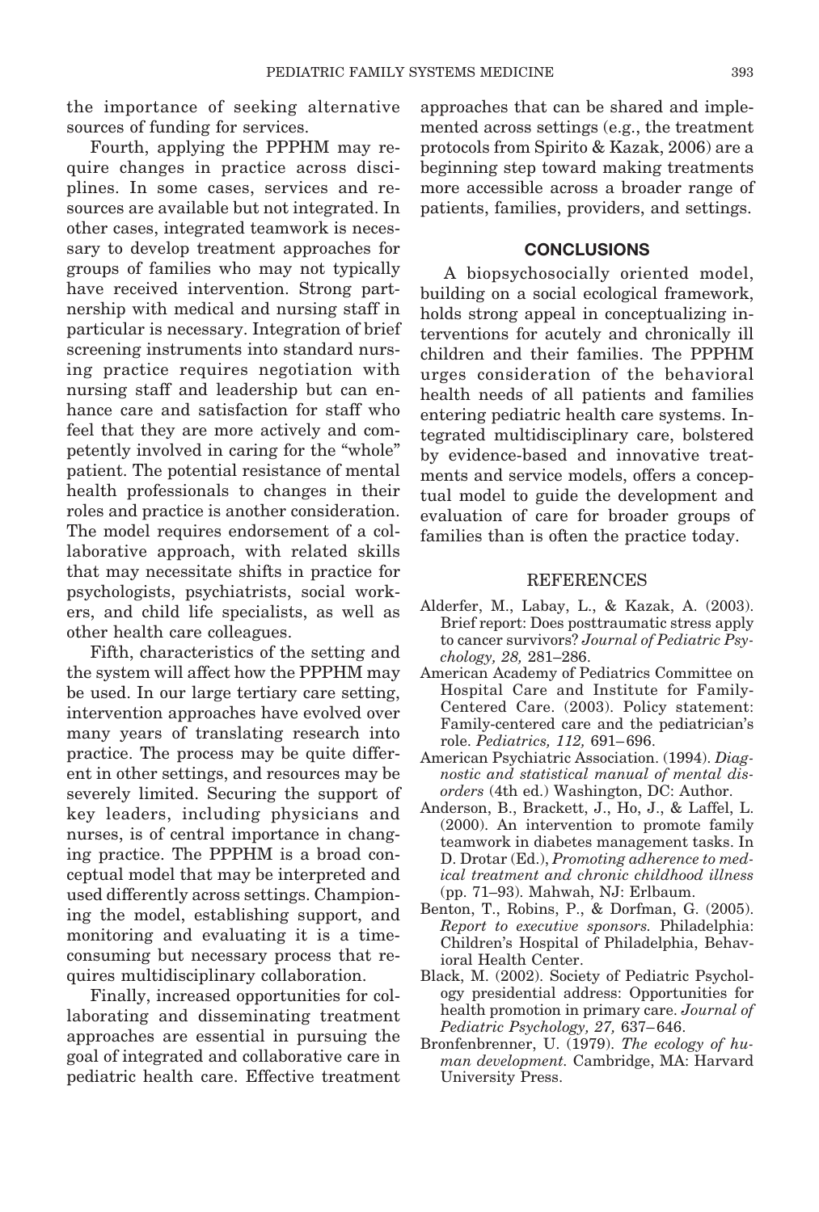the importance of seeking alternative sources of funding for services.

Fourth, applying the PPPHM may require changes in practice across disciplines. In some cases, services and resources are available but not integrated. In other cases, integrated teamwork is necessary to develop treatment approaches for groups of families who may not typically have received intervention. Strong partnership with medical and nursing staff in particular is necessary. Integration of brief screening instruments into standard nursing practice requires negotiation with nursing staff and leadership but can enhance care and satisfaction for staff who feel that they are more actively and competently involved in caring for the "whole" patient. The potential resistance of mental health professionals to changes in their roles and practice is another consideration. The model requires endorsement of a collaborative approach, with related skills that may necessitate shifts in practice for psychologists, psychiatrists, social workers, and child life specialists, as well as other health care colleagues.

Fifth, characteristics of the setting and the system will affect how the PPPHM may be used. In our large tertiary care setting, intervention approaches have evolved over many years of translating research into practice. The process may be quite different in other settings, and resources may be severely limited. Securing the support of key leaders, including physicians and nurses, is of central importance in changing practice. The PPPHM is a broad conceptual model that may be interpreted and used differently across settings. Championing the model, establishing support, and monitoring and evaluating it is a time-consuming but necessary process that requires multidisciplinary collaboration.

Finally, increased opportunities for collaborating and disseminating treatment approaches are essential in pursuing the goal of integrated and collaborative care in pediatric health care. Effective treatment approaches that can be shared and implemented across settings (e.g., the treatment protocols from Spirito & Kazak, 2006) are a beginning step toward making treatments more accessible across a broader range of patients, families, providers, and settings.

## CONCLUSIONS

A biopsychosocially oriented model, building on a social ecological framework, holds strong appeal in conceptualizing interventions for acutely and chronically ill children and their families. The PPPHM urges consideration of the behavioral health needs of all patients and families entering pediatric health care systems. Integrated multidisciplinary care, bolstered by evidence-based and innovative treatments and service models, offers a conceptual model to guide the development and evaluation of care for broader groups of families than is often the practice today.

## REFERENCES

Alderfer, M., Labay, L., & Kazak, A. (2003). Brief report: Does posttraumatic stress apply to cancer survivors? *Journal of Pediatric Psychology, 28,* 281–286.

American Academy of Pediatrics Committee on Hospital Care and Institute for Family-Centered Care. (2003). Policy statement: Family-centered care and the pediatrician's role. *Pediatrics, 112,* 691–696.

American Psychiatric Association. (1994). *Diagnostic and statistical manual of mental disorders* (4th ed.) Washington, DC: Author.

Anderson, B., Brackett, J., Ho, J., & Laffel, L. (2000). An intervention to promote family teamwork in diabetes management tasks. In D. Drotar (Ed.), *Promoting adherence to medical treatment and chronic childhood illness* (pp. 71–93). Mahwah, NJ: Erlbaum.

Benton, T., Robins, P., & Dorfman, G. (2005). *Report to executive sponsors.* Philadelphia: Children's Hospital of Philadelphia, Behavioral Health Center.

Black, M. (2002). Society of Pediatric Psychology presidential address: Opportunities for health promotion in primary care. *Journal of Pediatric Psychology, 27,* 637–646.

Bronfenbrenner, U. (1979). *The ecology of human development.* Cambridge, MA: Harvard University Press.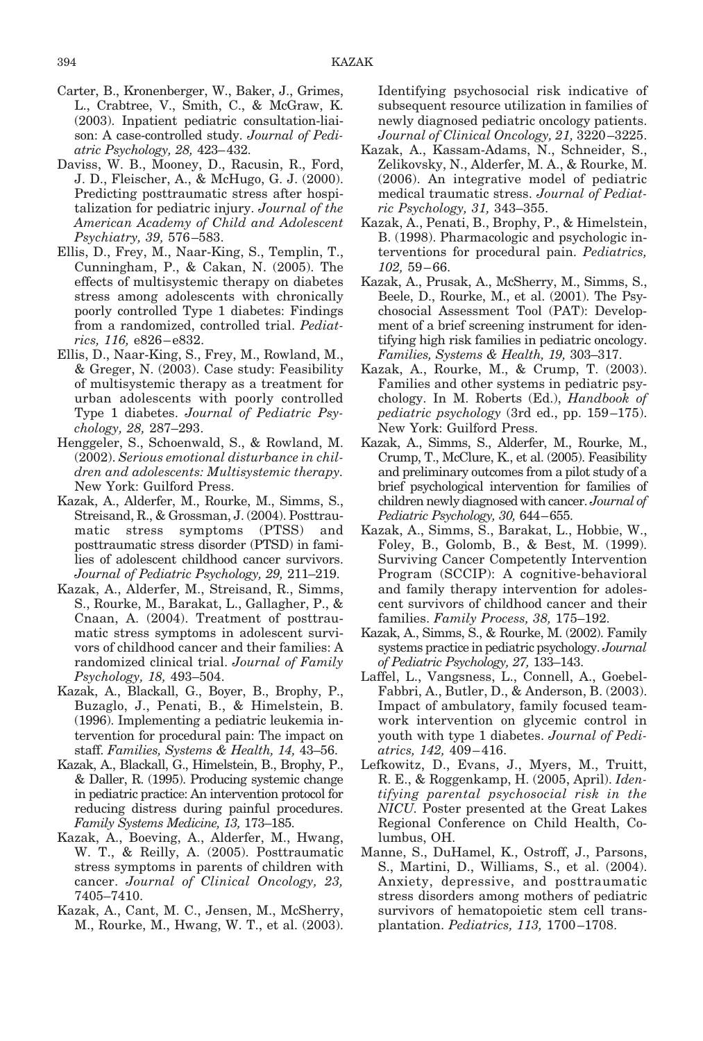Carter, B., Kronenberger, W., Baker, J., Grimes, L., Crabtree, V., Smith, C., & McGraw, K. (2003). Inpatient pediatric consultation-liaison: A case-controlled study. *Journal of Pediatric Psychology, 28,* 423–432.

Daviss, W. B., Mooney, D., Racusin, R., Ford, J. D., Fleischer, A., & McHugo, G. J. (2000). Predicting posttraumatic stress after hospitalization for pediatric injury. *Journal of the American Academy of Child and Adolescent Psychiatry, 39,* 576–583.

Ellis, D., Frey, M., Naar-King, S., Templin, T., Cunningham, P., & Cakan, N. (2005). The effects of multisystemic therapy on diabetes stress among adolescents with chronically poorly controlled Type 1 diabetes: Findings from a randomized, controlled trial. *Pediatrics, 116,* e826–e832.

Ellis, D., Naar-King, S., Frey, M., Rowland, M., & Greger, N. (2003). Case study: Feasibility of multisystemic therapy as a treatment for urban adolescents with poorly controlled Type 1 diabetes. *Journal of Pediatric Psychology, 28,* 287–293.

Henggeler, S., Schoenwald, S., & Rowland, M. (2002). *Serious emotional disturbance in children and adolescents: Multisystemic therapy.* New York: Guilford Press.

Kazak, A., Alderfer, M., Rourke, M., Simms, S., Streisand, R., & Grossman, J. (2004). Posttraumatic stress symptoms (PTSS) and posttraumatic stress disorder (PTSD) in families of adolescent childhood cancer survivors. *Journal of Pediatric Psychology, 29,* 211–219.

Kazak, A., Alderfer, M., Streisand, R., Simms, S., Rourke, M., Barakat, L., Gallagher, P., & Cnaan, A. (2004). Treatment of posttraumatic stress symptoms in adolescent survivors of childhood cancer and their families: A randomized clinical trial. *Journal of Family Psychology, 18,* 493–504.

Kazak, A., Blackall, G., Boyer, B., Brophy, P., Buzaglo, J., Penati, B., & Himelstein, B. (1996). Implementing a pediatric leukemia intervention for procedural pain: The impact on staff. *Families, Systems & Health, 14,* 43–56.

Kazak, A., Blackall, G., Himelstein, B., Brophy, P., & Daller, R. (1995). Producing systemic change in pediatric practice: An intervention protocol for reducing distress during painful procedures. *Family Systems Medicine, 13,* 173–185.

Kazak, A., Boeving, A., Alderfer, M., Hwang, W. T., & Reilly, A. (2005). Posttraumatic stress symptoms in parents of children with cancer. *Journal of Clinical Oncology, 23,* 7405–7410.

Kazak, A., Cant, M. C., Jensen, M., McSherry, M., Rourke, M., Hwang, W. T., et al. (2003). Identifying psychosocial risk indicative of subsequent resource utilization in families of newly diagnosed pediatric oncology patients. *Journal of Clinical Oncology, 21,* 3220–3225.

Kazak, A., Kassam-Adams, N., Schneider, S., Zelikovsky, N., Alderfer, M. A., & Rourke, M. (2006). An integrative model of pediatric medical traumatic stress. *Journal of Pediatric Psychology, 31,* 343–355.

Kazak, A., Penati, B., Brophy, P., & Himelstein, B. (1998). Pharmacologic and psychologic interventions for procedural pain. *Pediatrics, 102,* 59–66.

Kazak, A., Prusak, A., McSherry, M., Simms, S., Beele, D., Rourke, M., et al. (2001). The Psychosocial Assessment Tool (PAT): Development of a brief screening instrument for identifying high risk families in pediatric oncology. *Families, Systems & Health, 19,* 303–317.

Kazak, A., Rourke, M., & Crump, T. (2003). Families and other systems in pediatric psychology. In M. Roberts (Ed.), *Handbook of pediatric psychology* (3rd ed., pp. 159–175). New York: Guilford Press.

Kazak, A., Simms, S., Alderfer, M., Rourke, M., Crump, T., McClure, K., et al. (2005). Feasibility and preliminary outcomes from a pilot study of a brief psychological intervention for families of children newly diagnosed with cancer. *Journal of Pediatric Psychology, 30,* 644–655.

Kazak, A., Simms, S., Barakat, L., Hobbie, W., Foley, B., Golomb, B., & Best, M. (1999). Surviving Cancer Competently Intervention Program (SCCIP): A cognitive-behavioral and family therapy intervention for adolescent survivors of childhood cancer and their families. *Family Process, 38,* 175–192.

Kazak, A., Simms, S., & Rourke, M. (2002). Family systems practice in pediatric psychology. *Journal of Pediatric Psychology, 27,* 133–143.

Laffel, L., Vangsness, L., Connell, A., Goebel-Fabbri, A., Butler, D., & Anderson, B. (2003). Impact of ambulatory, family focused teamwork intervention on glycemic control in youth with type 1 diabetes. *Journal of Pediatrics, 142,* 409–416.

Lefkowitz, D., Evans, J., Myers, M., Truitt, R. E., & Roggenkamp, H. (2005, April). *Identifying parental psychosocial risk in the NICU.* Poster presented at the Great Lakes Regional Conference on Child Health, Columbus, OH.

Manne, S., DuHamel, K., Ostroff, J., Parsons, S., Martini, D., Williams, S., et al. (2004). Anxiety, depressive, and posttraumatic stress disorders among mothers of pediatric survivors of hematopoietic stem cell transplantation. *Pediatrics, 113,* 1700–1708.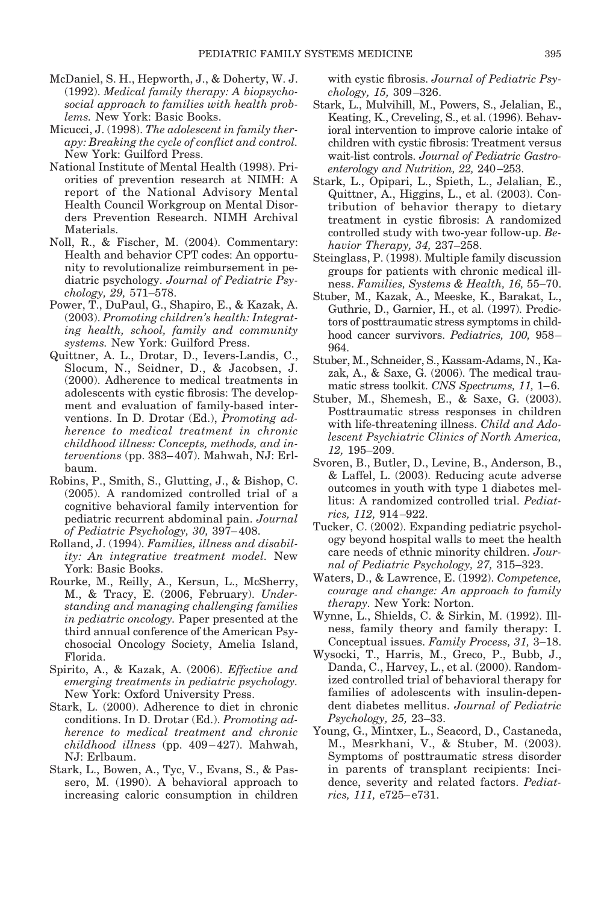McDaniel, S. H., Hepworth, J., & Doherty, W. J. (1992). *Medical family therapy: A biopsychosocial approach to families with health problems.* New York: Basic Books.

Micucci, J. (1998). *The adolescent in family therapy: Breaking the cycle of conflict and control.* New York: Guilford Press.

National Institute of Mental Health (1998). Priorities of prevention research at NIMH: A report of the National Advisory Mental Health Council Workgroup on Mental Disorders Prevention Research. NIMH Archival Materials.

Noll, R., & Fischer, M. (2004). Commentary: Health and behavior CPT codes: An opportunity to revolutionalize reimbursement in pediatric psychology. *Journal of Pediatric Psychology, 29,* 571–578.

Power, T., DuPaul, G., Shapiro, E., & Kazak, A. (2003). *Promoting children's health: Integrating health, school, family and community systems.* New York: Guilford Press.

Quittner, A. L., Drotar, D., Ievers-Landis, C., Slocum, N., Seidner, D., & Jacobsen, J. (2000). Adherence to medical treatments in adolescents with cystic fibrosis: The development and evaluation of family-based interventions. In D. Drotar (Ed.), *Promoting adherence to medical treatment in chronic childhood illness: Concepts, methods, and interventions* (pp. 383–407). Mahwah, NJ: Erlbaum.

Robins, P., Smith, S., Glutting, J., & Bishop, C. (2005). A randomized controlled trial of a cognitive behavioral family intervention for pediatric recurrent abdominal pain. *Journal of Pediatric Psychology, 30,* 397–408.

Rolland, J. (1994). *Families, illness and disability: An integrative treatment model.* New York: Basic Books.

Rourke, M., Reilly, A., Kersun, L., McSherry, M., & Tracy, E. (2006, February). *Understanding and managing challenging families in pediatric oncology.* Paper presented at the third annual conference of the American Psychosocial Oncology Society, Amelia Island, Florida.

Spirito, A., & Kazak, A. (2006). *Effective and emerging treatments in pediatric psychology.* New York: Oxford University Press.

Stark, L. (2000). Adherence to diet in chronic conditions. In D. Drotar (Ed.). *Promoting adherence to medical treatment and chronic childhood illness* (pp. 409–427). Mahwah, NJ: Erlbaum.

Stark, L., Bowen, A., Tyc, V., Evans, S., & Passero, M. (1990). A behavioral approach to increasing caloric consumption in children with cystic fibrosis. *Journal of Pediatric Psychology, 15,* 309–326.

Stark, L., Mulvihill, M., Powers, S., Jelalian, E., Keating, K., Creveling, S., et al. (1996). Behavioral intervention to improve calorie intake of children with cystic fibrosis: Treatment versus wait-list controls. *Journal of Pediatric Gastroenterology and Nutrition, 22,* 240–253.

Stark, L., Opipari, L., Spieth, L., Jelalian, E., Quittner, A., Higgins, L., et al. (2003). Contribution of behavior therapy to dietary treatment in cystic fibrosis: A randomized controlled study with two-year follow-up. *Behavior Therapy, 34,* 237–258.

Steinglass, P. (1998). Multiple family discussion groups for patients with chronic medical illness. *Families, Systems & Health, 16,* 55–70.

Stuber, M., Kazak, A., Meeske, K., Barakat, L., Guthrie, D., Garnier, H., et al. (1997). Predictors of posttraumatic stress symptoms in childhood cancer survivors. *Pediatrics, 100,* 958–964.

Stuber, M., Schneider, S., Kassam-Adams, N., Kazak, A., & Saxe, G. (2006). The medical traumatic stress toolkit. *CNS Spectrums, 11,* 1–6.

Stuber, M., Shemesh, E., & Saxe, G. (2003). Posttraumatic stress responses in children with life-threatening illness. *Child and Adolescent Psychiatric Clinics of North America, 12,* 195–209.

Svoren, B., Butler, D., Levine, B., Anderson, B., & Laffel, L. (2003). Reducing acute adverse outcomes in youth with type 1 diabetes mellitus: A randomized controlled trial. *Pediatrics, 112,* 914–922.

Tucker, C. (2002). Expanding pediatric psychology beyond hospital walls to meet the health care needs of ethnic minority children. *Journal of Pediatric Psychology, 27,* 315–323.

Waters, D., & Lawrence, E. (1992). *Competence, courage and change: An approach to family therapy.* New York: Norton.

Wynne, L., Shields, C. & Sirkin, M. (1992). Illness, family theory and family therapy: I. Conceptual issues. *Family Process, 31,* 3–18.

Wysocki, T., Harris, M., Greco, P., Bubb, J., Danda, C., Harvey, L., et al. (2000). Randomized controlled trial of behavioral therapy for families of adolescents with insulin-dependent diabetes mellitus. *Journal of Pediatric Psychology, 25,* 23–33.

Young, G., Mintxer, L., Seacord, D., Castaneda, M., Mesrkhani, V., & Stuber, M. (2003). Symptoms of posttraumatic stress disorder in parents of transplant recipients: Incidence, severity and related factors. *Pediatrics, 111,* e725–e731.